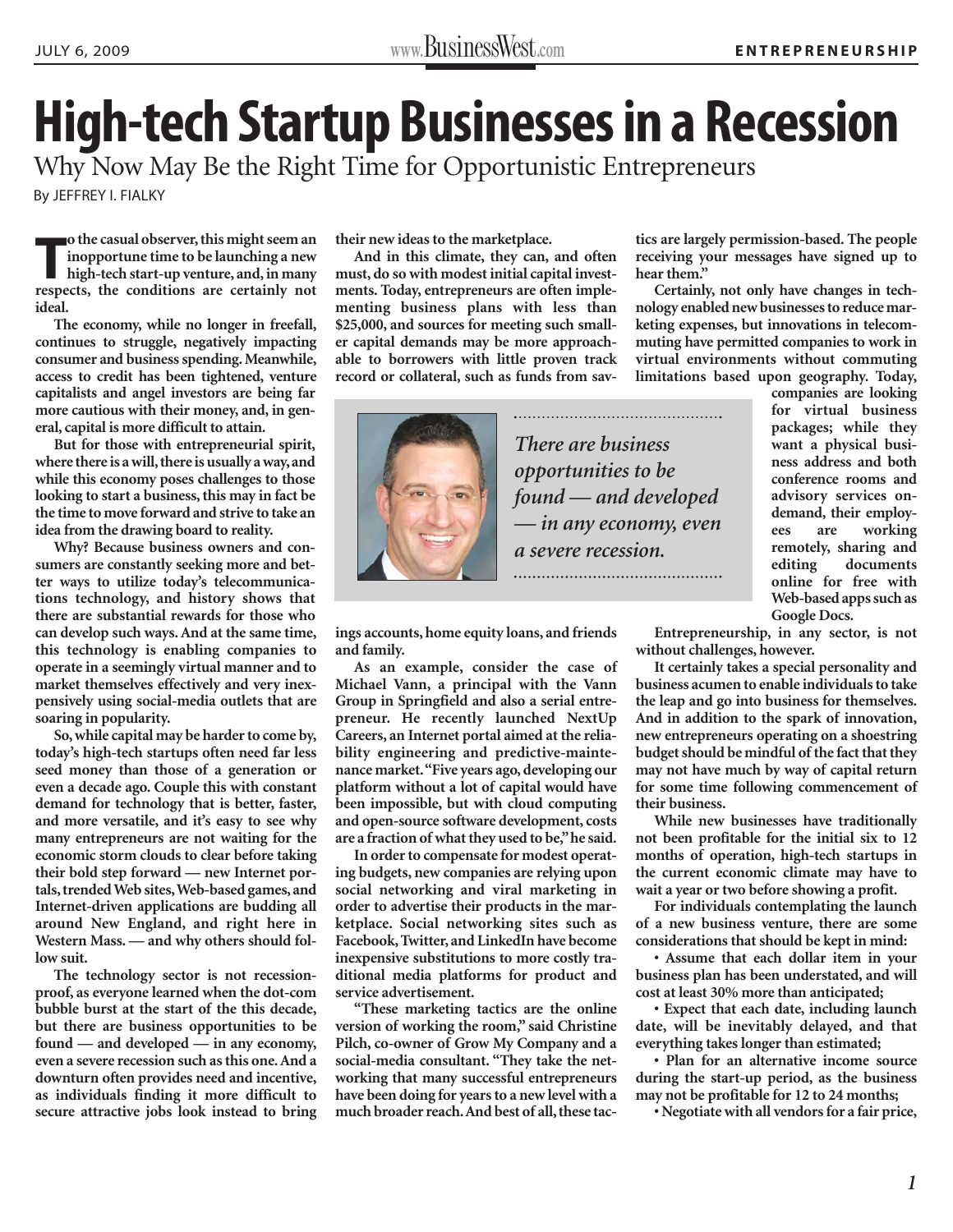# High-tech Startup Businesses in a Recession

## Why Now May Be the Right Time for Opportunistic Entrepreneurs

By JEFFREY I. FIALKY

**To the casual observer, this might seem an inopportune time to be launching a new high-tech start-up venture, and, in many respects, the conditions are certainly not ideal.**

**The economy, while no longer in freefall, continues to struggle, negatively impacting consumer and business spending. Meanwhile, access to credit has been tightened, venture capitalists and angel investors are being far more cautious with their money, and, in general, capital is more difficult to attain.**

**But for those with entrepreneurial spirit, where there is a will, there is usually a way, and while this economy poses challenges to those looking to start a business, this may in fact be the time to move forward and strive to take an idea from the drawing board to reality.**

**Why? Because business owners and consumers are constantly seeking more and better ways to utilize today's telecommunications technology, and history shows that there are substantial rewards for those who can develop such ways. And at the same time, this technology is enabling companies to operate in a seemingly virtual manner and to market themselves effectively and very inexpensively using social-media outlets that are soaring in popularity.**

**So, while capital may be harder to come by, today's high-tech startups often need far less seed money than those of a generation or even a decade ago. Couple this with constant demand for technology that is better, faster, and more versatile, and it's easy to see why many entrepreneurs are not waiting for the economic storm clouds to clear before taking their bold step forward — new Internet portals, trended Web sites, Web-based games, and Internet-driven applications are budding all around New England, and right here in Western Mass. — and why others should follow suit.**

**The technology sector is not recession-proof, as everyone learned when the dot-com bubble burst at the start of the this decade, but there are business opportunities to be found — and developed — in any economy, even a severe recession such as this one. And a downturn often provides need and incentive, as individuals finding it more difficult to secure attractive jobs look instead to bring their new ideas to the marketplace.**

**And in this climate, they can, and often must, do so with modest initial capital investments. Today, entrepreneurs are often implementing business plans with less than $25,000, and sources for meeting such smaller capital demands may be more approachable to borrowers with little proven track record or collateral, such as funds from savings accounts, home equity loans, and friends and family.**

*There are business opportunities to be found — and developed — in any economy, even a severe recession.*

**As an example, consider the case of Michael Vann, a principal with the Vann Group in Springfield and also a serial entrepreneur. He recently launched NextUp Careers, an Internet portal aimed at the reliability engineering and predictive-maintenance market. "Five years ago, developing our platform without a lot of capital would have been impossible, but with cloud computing and open-source software development, costs are a fraction of what they used to be," he said.**

**In order to compensate for modest operating budgets, new companies are relying upon social networking and viral marketing in order to advertise their products in the marketplace. Social networking sites such as Facebook, Twitter, and LinkedIn have become inexpensive substitutions to more costly traditional media platforms for product and service advertisement.**

**"These marketing tactics are the online version of working the room," said Christine Pilch, co-owner of Grow My Company and a social-media consultant. "They take the networking that many successful entrepreneurs have been doing for years to a new level with a much broader reach. And best of all, these tactics are largely permission-based. The people receiving your messages have signed up to hear them."**

**Certainly, not only have changes in technology enabled new businesses to reduce marketing expenses, but innovations in telecommuting have permitted companies to work in virtual environments without commuting limitations based upon geography. Today, companies are looking for virtual business packages; while they want a physical business address and both conference rooms and advisory services on-demand, their employees are working remotely, sharing and editing documents online for free with Web-based apps such as Google Docs.**

**Entrepreneurship, in any sector, is not without challenges, however.**

**It certainly takes a special personality and business acumen to enable individuals to take the leap and go into business for themselves. And in addition to the spark of innovation, new entrepreneurs operating on a shoestring budget should be mindful of the fact that they may not have much by way of capital return for some time following commencement of their business.**

**While new businesses have traditionally not been profitable for the initial six to 12 months of operation, high-tech startups in the current economic climate may have to wait a year or two before showing a profit.**

**For individuals contemplating the launch of a new business venture, there are some considerations that should be kept in mind:**

- **Assume that each dollar item in your business plan has been understated, and will cost at least 30% more than anticipated;**
- **Expect that each date, including launch date, will be inevitably delayed, and that everything takes longer than estimated;**
- **Plan for an alternative income source during the start-up period, as the business may not be profitable for 12 to 24 months;**
- **Negotiate with all vendors for a fair price,**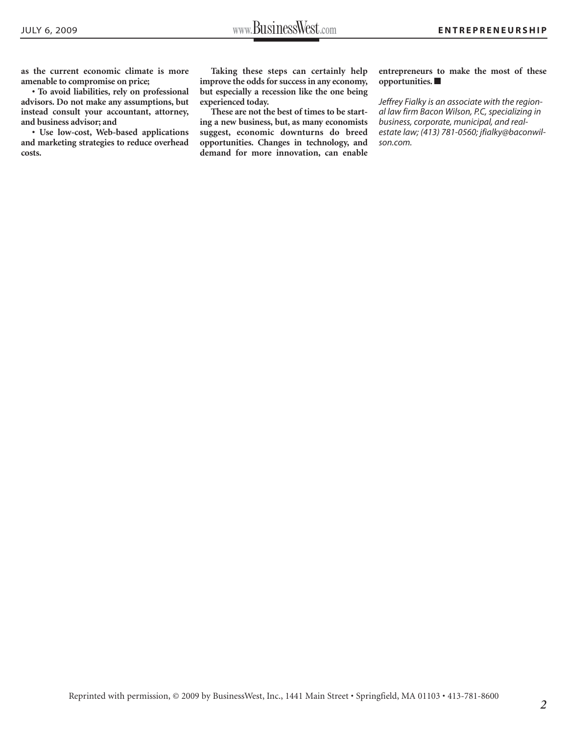**as the current economic climate is more amenable to compromise on price;**

**• To avoid liabilities, rely on professional advisors. Do not make any assumptions, but instead consult your accountant, attorney, and business advisor; and**

**• Use low-cost, Web-based applications and marketing strategies to reduce overhead costs.**

**Taking these steps can certainly help improve the odds for success in any economy, but especially a recession like the one being experienced today.**

**These are not the best of times to be starting a new business, but, as many economists suggest, economic downturns do breed opportunities. Changes in technology, and demand for more innovation, can enable entrepreneurs to make the most of these opportunities.** ■

*Jeffrey Fialky is an associate with the regional law firm Bacon Wilson, P.C, specializing in business, corporate, municipal, and real-estate law; (413) 781-0560; jfialky@baconwilson.com.*

Reprinted with permission, © 2009 by BusinessWest, Inc., 1441 Main Street • Springfield, MA 01103 • 413-781-8600